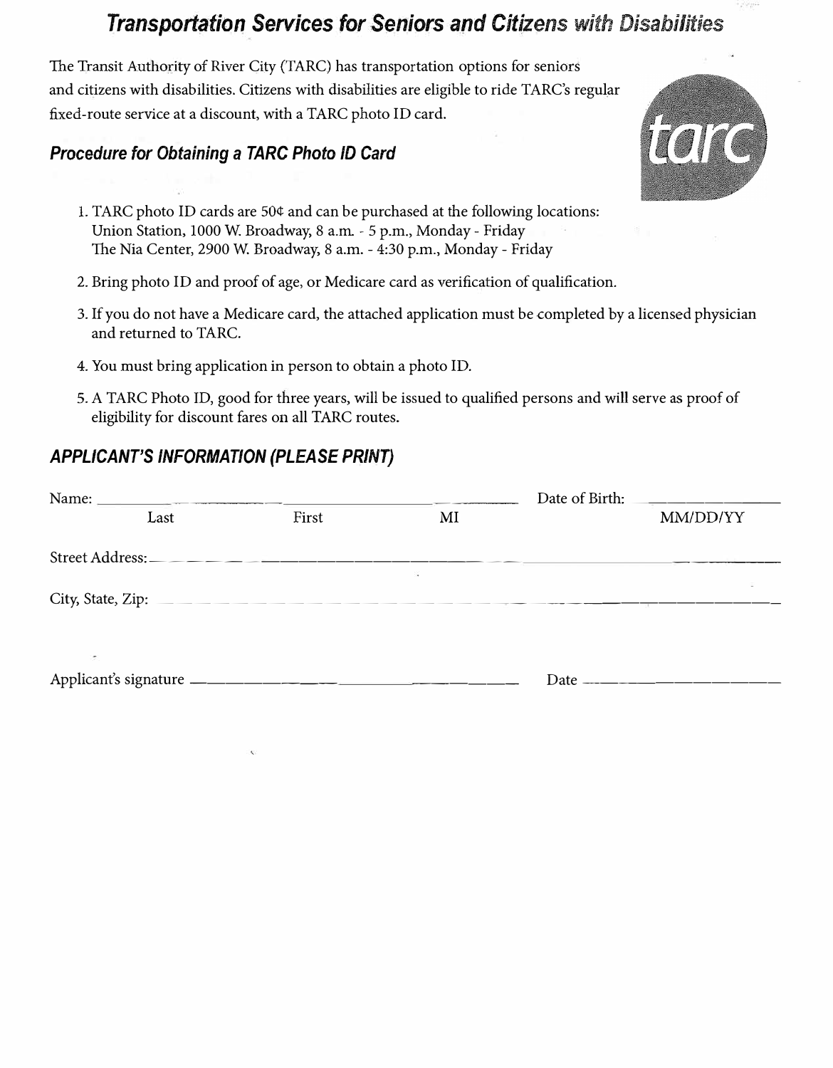# Transportation Services for Seniors and Citizens with Disabilities

The Transit Authority of River City (TARC) has transportation options for seniors and citizens with disabilities. Citizens with disabilities are eligible to ride TARC's regular fixed-route service at a discount, with a TARC photo ID card.

## Procedure for Obtaining a TARC Photo ID Card

1. TARC photo ID cards are 50¢ and can be purchased at the following locations:
   Union Station, 1000 W. Broadway, 8 a.m. - 5 p.m., Monday - Friday
   The Nia Center, 2900 W. Broadway, 8 a.m. - 4:30 p.m., Monday - Friday
2. Bring photo ID and proof of age, or Medicare card as verification of qualification.
3. If you do not have a Medicare card, the attached application must be completed by a licensed physician and returned to TARC.
4. You must bring application in person to obtain a photo ID.
5. A TARC Photo ID, good for three years, will be issued to qualified persons and will serve as proof of eligibility for discount fares on all TARC routes.

## APPLICANT'S INFORMATION (PLEASE PRINT)

Name: ______________________________________________ Date of Birth: ______________
Last First MI MM/DD/YY

Street Address: ______________________________________________

City, State, Zip: ______________________________________________

Applicant's signature ______________________________ Date ______________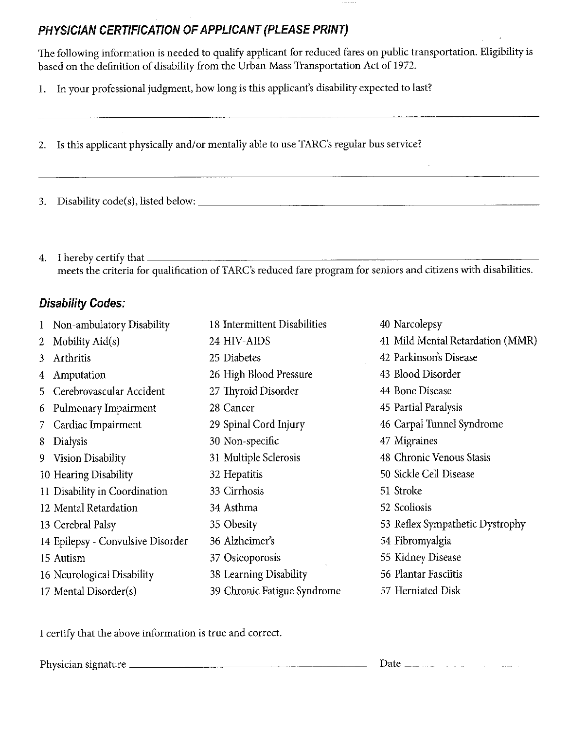## *PHYSICIAN CERTIFICATION OF APPLICANT (PLEASE PRINT)*

The following information is needed to qualify applicant for reduced fares on public transportation. Eligibility is based on the definition of disability from the Urban Mass Transportation Act of 1972.

1. In your professional judgment, how long is this applicant's disability expected to last?

_______________________________________________

2. Is this applicant physically and/or mentally able to use TARC's regular bus service?

_______________________________________________

3. Disability code(s), listed below: _______________________________________________

4. I hereby certify that _______________________________________________
meets the criteria for qualification of TARC's reduced fare program for seniors and citizens with disabilities.

### *Disability Codes:*

1 Non-ambulatory Disability
2 Mobility Aid(s)
3 Arthritis
4 Amputation
5 Cerebrovascular Accident
6 Pulmonary Impairment
7 Cardiac Impairment
8 Dialysis
9 Vision Disability
10 Hearing Disability
11 Disability in Coordination
12 Mental Retardation
13 Cerebral Palsy
14 Epilepsy - Convulsive Disorder
15 Autism
16 Neurological Disability
17 Mental Disorder(s)
18 Intermittent Disabilities
24 HIV-AIDS
25 Diabetes
26 High Blood Pressure
27 Thyroid Disorder
28 Cancer
29 Spinal Cord Injury
30 Non-specific
31 Multiple Sclerosis
32 Hepatitis
33 Cirrhosis
34 Asthma
35 Obesity
36 Alzheimer's
37 Osteoporosis
38 Learning Disability
39 Chronic Fatigue Syndrome
40 Narcolepsy
41 Mild Mental Retardation (MMR)
42 Parkinson's Disease
43 Blood Disorder
44 Bone Disease
45 Partial Paralysis
46 Carpal Tunnel Syndrome
47 Migraines
48 Chronic Venous Stasis
50 Sickle Cell Disease
51 Stroke
52 Scoliosis
53 Reflex Sympathetic Dystrophy
54 Fibromyalgia
55 Kidney Disease
56 Plantar Fasciitis
57 Herniated Disk

I certify that the above information is true and correct.

Physician signature _______________________________ Date _______________